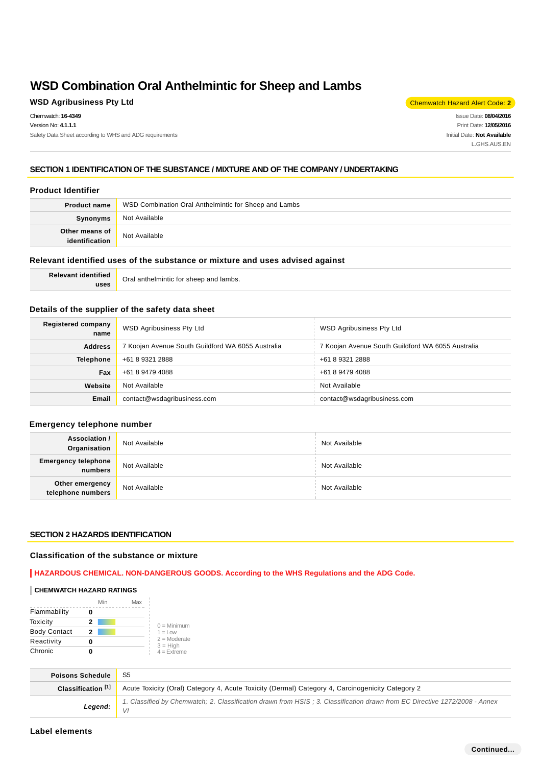# WSD Combination Oral Anthelmintic for Sheep and Lambs

**WSD Agribusiness Pty Ltd**

Chemwatch Hazard Alert Code: **2**

Chemwatch: **16-4349**
Version No: **4.1.1.1**
Safety Data Sheet according to WHS and ADG requirements

Issue Date: **08/04/2016**
Print Date: **12/05/2016**
Initial Date: **Not Available**
L.GHS.AUS.EN

## SECTION 1 IDENTIFICATION OF THE SUBSTANCE / MIXTURE AND OF THE COMPANY / UNDERTAKING

### Product Identifier

| | |
|---|---|
| **Product name** | WSD Combination Oral Anthelmintic for Sheep and Lambs |
| **Synonyms** | Not Available |
| **Other means of identification** | Not Available |

### Relevant identified uses of the substance or mixture and uses advised against

| | |
|---|---|
| **Relevant identified uses** | Oral anthelmintic for sheep and lambs. |

### Details of the supplier of the safety data sheet

| | | |
|---|---|---|
| **Registered company name** | WSD Agribusiness Pty Ltd | WSD Agribusiness Pty Ltd |
| **Address** | 7 Koojan Avenue South Guildford WA 6055 Australia | 7 Koojan Avenue South Guildford WA 6055 Australia |
| **Telephone** | +61 8 9321 2888 | +61 8 9321 2888 |
| **Fax** | +61 8 9479 4088 | +61 8 9479 4088 |
| **Website** | Not Available | Not Available |
| **Email** | contact@wsdagribusiness.com | contact@wsdagribusiness.com |

### Emergency telephone number

| | | |
|---|---|---|
| **Association / Organisation** | Not Available | Not Available |
| **Emergency telephone numbers** | Not Available | Not Available |
| **Other emergency telephone numbers** | Not Available | Not Available |

## SECTION 2 HAZARDS IDENTIFICATION

### Classification of the substance or mixture

**HAZARDOUS CHEMICAL. NON-DANGEROUS GOODS. According to the WHS Regulations and the ADG Code.**

**CHEMWATCH HAZARD RATINGS**

| | Rating (Min–Max) |
|---|---|
| Flammability | 0 |
| Toxicity | 2 |
| Body Contact | 2 |
| Reactivity | 0 |
| Chronic | 0 |

0 = Minimum
1 = Low
2 = Moderate
3 = High
4 = Extreme

| | |
|---|---|
| **Poisons Schedule** | S5 |
| **Classification [1]** | Acute Toxicity (Oral) Category 4, Acute Toxicity (Dermal) Category 4, Carcinogenicity Category 2 |
| ***Legend:*** | *1. Classified by Chemwatch; 2. Classification drawn from HSIS ; 3. Classification drawn from EC Directive 1272/2008 - Annex VI* |

### Label elements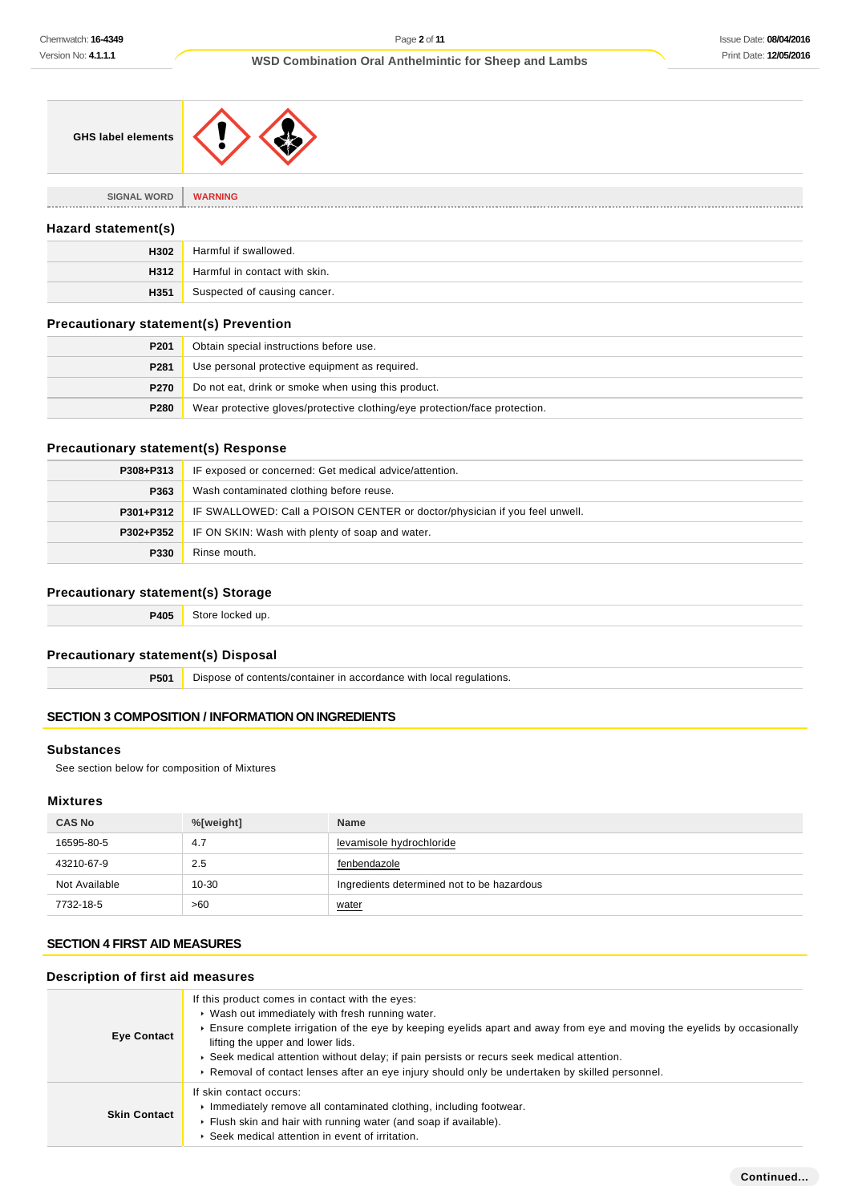| GHS label elements | |
|---|---|

| SIGNAL WORD | WARNING |
|---|---|

## Hazard statement(s)

| | |
|---|---|
| H302 | Harmful if swallowed. |
| H312 | Harmful in contact with skin. |
| H351 | Suspected of causing cancer. |

## Precautionary statement(s) Prevention

| | |
|---|---|
| P201 | Obtain special instructions before use. |
| P281 | Use personal protective equipment as required. |
| P270 | Do not eat, drink or smoke when using this product. |
| P280 | Wear protective gloves/protective clothing/eye protection/face protection. |

## Precautionary statement(s) Response

| | |
|---|---|
| P308+P313 | IF exposed or concerned: Get medical advice/attention. |
| P363 | Wash contaminated clothing before reuse. |
| P301+P312 | IF SWALLOWED: Call a POISON CENTER or doctor/physician if you feel unwell. |
| P302+P352 | IF ON SKIN: Wash with plenty of soap and water. |
| P330 | Rinse mouth. |

## Precautionary statement(s) Storage

| | |
|---|---|
| P405 | Store locked up. |

## Precautionary statement(s) Disposal

| | |
|---|---|
| P501 | Dispose of contents/container in accordance with local regulations. |

# SECTION 3 COMPOSITION / INFORMATION ON INGREDIENTS

## Substances

See section below for composition of Mixtures

## Mixtures

| CAS No | %[weight] | Name |
|---|---|---|
| 16595-80-5 | 4.7 | levamisole hydrochloride |
| 43210-67-9 | 2.5 | fenbendazole |
| Not Available | 10-30 | Ingredients determined not to be hazardous |
| 7732-18-5 | >60 | water |

# SECTION 4 FIRST AID MEASURES

## Description of first aid measures

| | |
|---|---|
| Eye Contact | If this product comes in contact with the eyes:<br>▸ Wash out immediately with fresh running water.<br>▸ Ensure complete irrigation of the eye by keeping eyelids apart and away from eye and moving the eyelids by occasionally lifting the upper and lower lids.<br>▸ Seek medical attention without delay; if pain persists or recurs seek medical attention.<br>▸ Removal of contact lenses after an eye injury should only be undertaken by skilled personnel. |
| Skin Contact | If skin contact occurs:<br>▸ Immediately remove all contaminated clothing, including footwear.<br>▸ Flush skin and hair with running water (and soap if available).<br>▸ Seek medical attention in event of irritation. |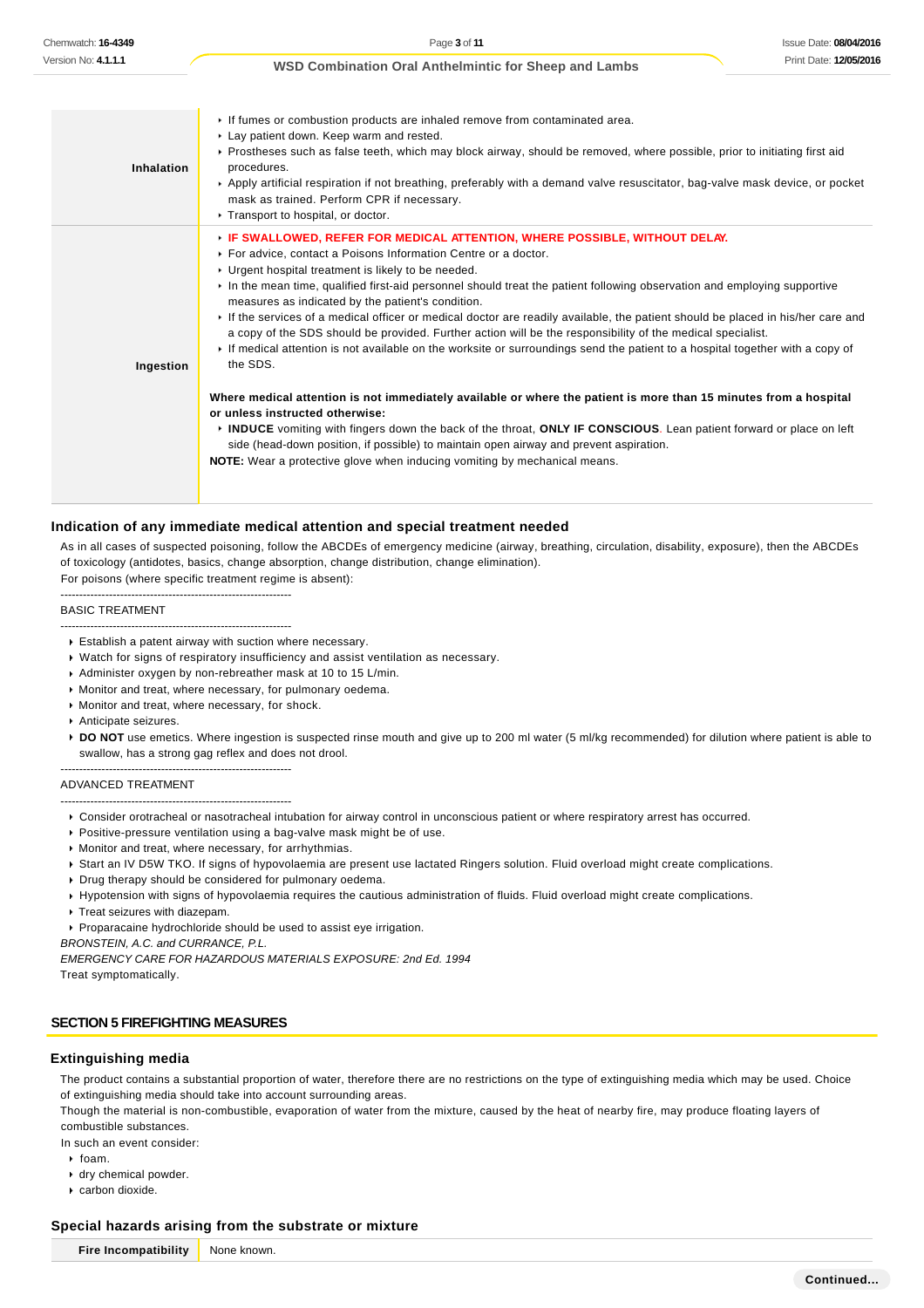| | |
|---|---|
| **Inhalation** | ▸ If fumes or combustion products are inhaled remove from contaminated area.<br>▸ Lay patient down. Keep warm and rested.<br>▸ Prostheses such as false teeth, which may block airway, should be removed, where possible, prior to initiating first aid procedures.<br>▸ Apply artificial respiration if not breathing, preferably with a demand valve resuscitator, bag-valve mask device, or pocket mask as trained. Perform CPR if necessary.<br>▸ Transport to hospital, or doctor. |
| **Ingestion** | ▸ **IF SWALLOWED, REFER FOR MEDICAL ATTENTION, WHERE POSSIBLE, WITHOUT DELAY.**<br>▸ For advice, contact a Poisons Information Centre or a doctor.<br>▸ Urgent hospital treatment is likely to be needed.<br>▸ In the mean time, qualified first-aid personnel should treat the patient following observation and employing supportive measures as indicated by the patient's condition.<br>▸ If the services of a medical officer or medical doctor are readily available, the patient should be placed in his/her care and a copy of the SDS should be provided. Further action will be the responsibility of the medical specialist.<br>▸ If medical attention is not available on the worksite or surroundings send the patient to a hospital together with a copy of the SDS.<br><br>**Where medical attention is not immediately available or where the patient is more than 15 minutes from a hospital or unless instructed otherwise:**<br>▸ **INDUCE** vomiting with fingers down the back of the throat, **ONLY IF CONSCIOUS**. Lean patient forward or place on left side (head-down position, if possible) to maintain open airway and prevent aspiration.<br>**NOTE:** Wear a protective glove when inducing vomiting by mechanical means. |

### Indication of any immediate medical attention and special treatment needed

As in all cases of suspected poisoning, follow the ABCDEs of emergency medicine (airway, breathing, circulation, disability, exposure), then the ABCDEs of toxicology (antidotes, basics, change absorption, change distribution, change elimination).
For poisons (where specific treatment regime is absent):

--------------------------------------------------------------
BASIC TREATMENT
--------------------------------------------------------------

- Establish a patent airway with suction where necessary.
- Watch for signs of respiratory insufficiency and assist ventilation as necessary.
- Administer oxygen by non-rebreather mask at 10 to 15 L/min.
- Monitor and treat, where necessary, for pulmonary oedema.
- Monitor and treat, where necessary, for shock.
- Anticipate seizures.
- **DO NOT** use emetics. Where ingestion is suspected rinse mouth and give up to 200 ml water (5 ml/kg recommended) for dilution where patient is able to swallow, has a strong gag reflex and does not drool.

--------------------------------------------------------------
ADVANCED TREATMENT
--------------------------------------------------------------

- Consider orotracheal or nasotracheal intubation for airway control in unconscious patient or where respiratory arrest has occurred.
- Positive-pressure ventilation using a bag-valve mask might be of use.
- Monitor and treat, where necessary, for arrhythmias.
- Start an IV D5W TKO. If signs of hypovolaemia are present use lactated Ringers solution. Fluid overload might create complications.
- Drug therapy should be considered for pulmonary oedema.
- Hypotension with signs of hypovolaemia requires the cautious administration of fluids. Fluid overload might create complications.
- Treat seizures with diazepam.
- Proparacaine hydrochloride should be used to assist eye irrigation.

*BRONSTEIN, A.C. and CURRANCE, P.L.*
*EMERGENCY CARE FOR HAZARDOUS MATERIALS EXPOSURE: 2nd Ed. 1994*
Treat symptomatically.

## SECTION 5 FIREFIGHTING MEASURES

### Extinguishing media

The product contains a substantial proportion of water, therefore there are no restrictions on the type of extinguishing media which may be used. Choice of extinguishing media should take into account surrounding areas.
Though the material is non-combustible, evaporation of water from the mixture, caused by the heat of nearby fire, may produce floating layers of combustible substances.
In such an event consider:

- foam.
- dry chemical powder.
- carbon dioxide.

### Special hazards arising from the substrate or mixture

| | |
|---|---|
| **Fire Incompatibility** | None known. |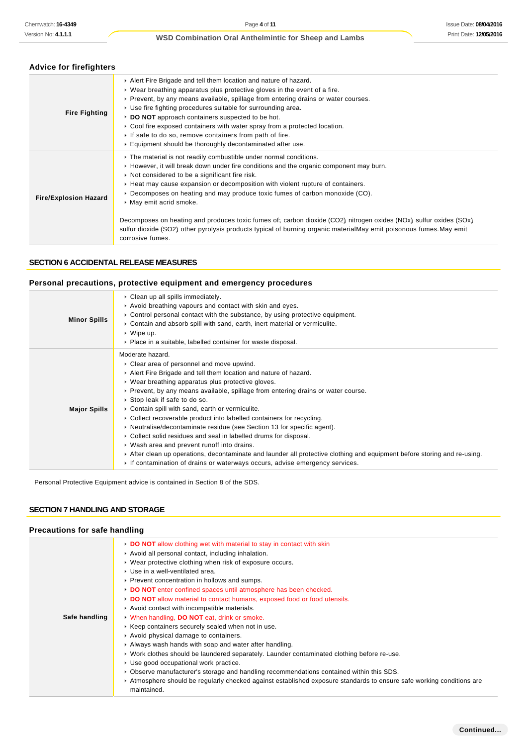### Advice for firefighters

| | |
|---|---|
| **Fire Fighting** | ▸ Alert Fire Brigade and tell them location and nature of hazard.<br>▸ Wear breathing apparatus plus protective gloves in the event of a fire.<br>▸ Prevent, by any means available, spillage from entering drains or water courses.<br>▸ Use fire fighting procedures suitable for surrounding area.<br>▸ **DO NOT** approach containers suspected to be hot.<br>▸ Cool fire exposed containers with water spray from a protected location.<br>▸ If safe to do so, remove containers from path of fire.<br>▸ Equipment should be thoroughly decontaminated after use. |
| **Fire/Explosion Hazard** | ▸ The material is not readily combustible under normal conditions.<br>▸ However, it will break down under fire conditions and the organic component may burn.<br>▸ Not considered to be a significant fire risk.<br>▸ Heat may cause expansion or decomposition with violent rupture of containers.<br>▸ Decomposes on heating and may produce toxic fumes of carbon monoxide (CO).<br>▸ May emit acrid smoke.<br><br>Decomposes on heating and produces toxic fumes of; carbon dioxide ($CO_2$) nitrogen oxides ($NO_x$) sulfur oxides ($SO_x$) sulfur dioxide ($SO_2$) other pyrolysis products typical of burning organic materialMay emit poisonous fumes.May emit corrosive fumes. |

## SECTION 6 ACCIDENTAL RELEASE MEASURES

### Personal precautions, protective equipment and emergency procedures

| | |
|---|---|
| **Minor Spills** | ▸ Clean up all spills immediately.<br>▸ Avoid breathing vapours and contact with skin and eyes.<br>▸ Control personal contact with the substance, by using protective equipment.<br>▸ Contain and absorb spill with sand, earth, inert material or vermiculite.<br>▸ Wipe up.<br>▸ Place in a suitable, labelled container for waste disposal. |
| **Major Spills** | Moderate hazard.<br>▸ Clear area of personnel and move upwind.<br>▸ Alert Fire Brigade and tell them location and nature of hazard.<br>▸ Wear breathing apparatus plus protective gloves.<br>▸ Prevent, by any means available, spillage from entering drains or water course.<br>▸ Stop leak if safe to do so.<br>▸ Contain spill with sand, earth or vermiculite.<br>▸ Collect recoverable product into labelled containers for recycling.<br>▸ Neutralise/decontaminate residue (see Section 13 for specific agent).<br>▸ Collect solid residues and seal in labelled drums for disposal.<br>▸ Wash area and prevent runoff into drains.<br>▸ After clean up operations, decontaminate and launder all protective clothing and equipment before storing and re-using.<br>▸ If contamination of drains or waterways occurs, advise emergency services. |

Personal Protective Equipment advice is contained in Section 8 of the SDS.

## SECTION 7 HANDLING AND STORAGE

### Precautions for safe handling

| | |
|---|---|
| **Safe handling** | ▸ **DO NOT** allow clothing wet with material to stay in contact with skin<br>▸ Avoid all personal contact, including inhalation.<br>▸ Wear protective clothing when risk of exposure occurs.<br>▸ Use in a well-ventilated area.<br>▸ Prevent concentration in hollows and sumps.<br>▸ **DO NOT** enter confined spaces until atmosphere has been checked.<br>▸ **DO NOT** allow material to contact humans, exposed food or food utensils.<br>▸ Avoid contact with incompatible materials.<br>▸ When handling, **DO NOT** eat, drink or smoke.<br>▸ Keep containers securely sealed when not in use.<br>▸ Avoid physical damage to containers.<br>▸ Always wash hands with soap and water after handling.<br>▸ Work clothes should be laundered separately. Launder contaminated clothing before re-use.<br>▸ Use good occupational work practice.<br>▸ Observe manufacturer's storage and handling recommendations contained within this SDS.<br>▸ Atmosphere should be regularly checked against established exposure standards to ensure safe working conditions are maintained. |

Continued...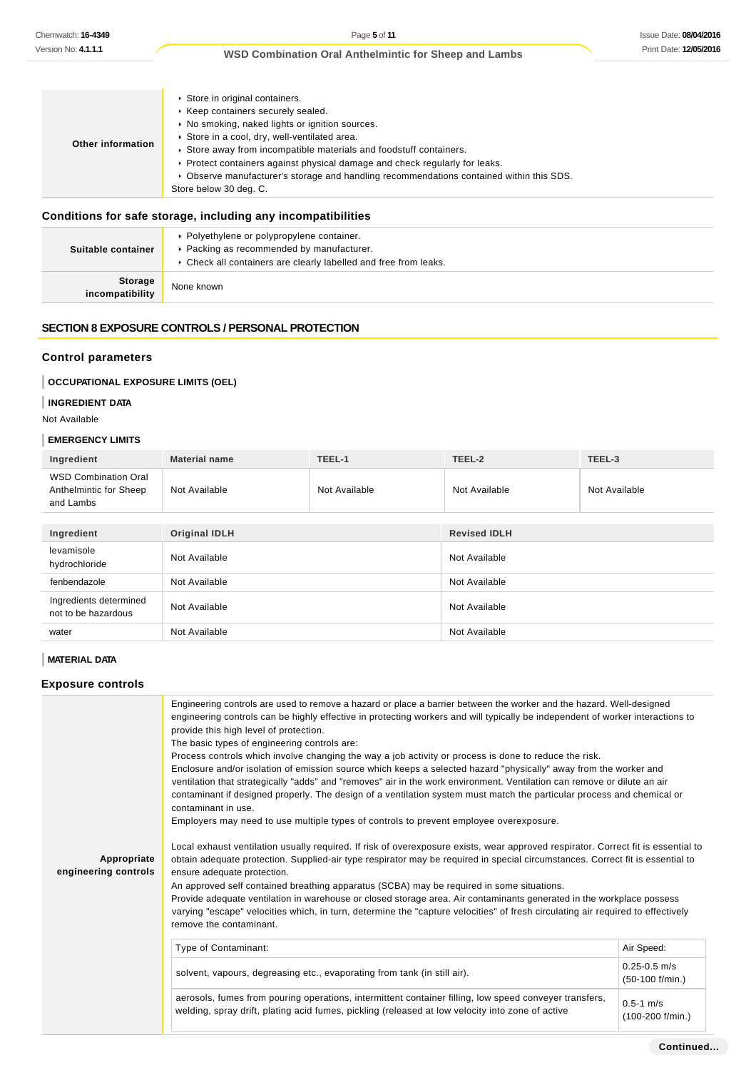| | |
|---|---|
| **Other information** | - Store in original containers.<br>- Keep containers securely sealed.<br>- No smoking, naked lights or ignition sources.<br>- Store in a cool, dry, well-ventilated area.<br>- Store away from incompatible materials and foodstuff containers.<br>- Protect containers against physical damage and check regularly for leaks.<br>- Observe manufacturer's storage and handling recommendations contained within this SDS.<br>Store below 30 deg. C. |

### Conditions for safe storage, including any incompatibilities

| | |
|---|---|
| **Suitable container** | - Polyethylene or polypropylene container.<br>- Packing as recommended by manufacturer.<br>- Check all containers are clearly labelled and free from leaks. |
| **Storage incompatibility** | None known |

## SECTION 8 EXPOSURE CONTROLS / PERSONAL PROTECTION

### Control parameters

**OCCUPATIONAL EXPOSURE LIMITS (OEL)**

**INGREDIENT DATA**

Not Available

**EMERGENCY LIMITS**

| Ingredient | Material name | TEEL-1 | TEEL-2 | TEEL-3 |
|---|---|---|---|---|
| WSD Combination Oral Anthelmintic for Sheep and Lambs | Not Available | Not Available | Not Available | Not Available |

| Ingredient | Original IDLH | Revised IDLH |
|---|---|---|
| levamisole hydrochloride | Not Available | Not Available |
| fenbendazole | Not Available | Not Available |
| Ingredients determined not to be hazardous | Not Available | Not Available |
| water | Not Available | Not Available |

**MATERIAL DATA**

### Exposure controls

**Appropriate engineering controls**

Engineering controls are used to remove a hazard or place a barrier between the worker and the hazard. Well-designed engineering controls can be highly effective in protecting workers and will typically be independent of worker interactions to provide this high level of protection.
The basic types of engineering controls are:
Process controls which involve changing the way a job activity or process is done to reduce the risk.
Enclosure and/or isolation of emission source which keeps a selected hazard "physically" away from the worker and ventilation that strategically "adds" and "removes" air in the work environment. Ventilation can remove or dilute an air contaminant if designed properly. The design of a ventilation system must match the particular process and chemical or contaminant in use.
Employers may need to use multiple types of controls to prevent employee overexposure.

Local exhaust ventilation usually required. If risk of overexposure exists, wear approved respirator. Correct fit is essential to obtain adequate protection. Supplied-air type respirator may be required in special circumstances. Correct fit is essential to ensure adequate protection.
An approved self contained breathing apparatus (SCBA) may be required in some situations.
Provide adequate ventilation in warehouse or closed storage area. Air contaminants generated in the workplace possess varying "escape" velocities which, in turn, determine the "capture velocities" of fresh circulating air required to effectively remove the contaminant.

| Type of Contaminant: | Air Speed: |
|---|---|
| solvent, vapours, degreasing etc., evaporating from tank (in still air). | 0.25-0.5 m/s (50-100 f/min.) |
| aerosols, fumes from pouring operations, intermittent container filling, low speed conveyer transfers, welding, spray drift, plating acid fumes, pickling (released at low velocity into zone of active | 0.5-1 m/s (100-200 f/min.) |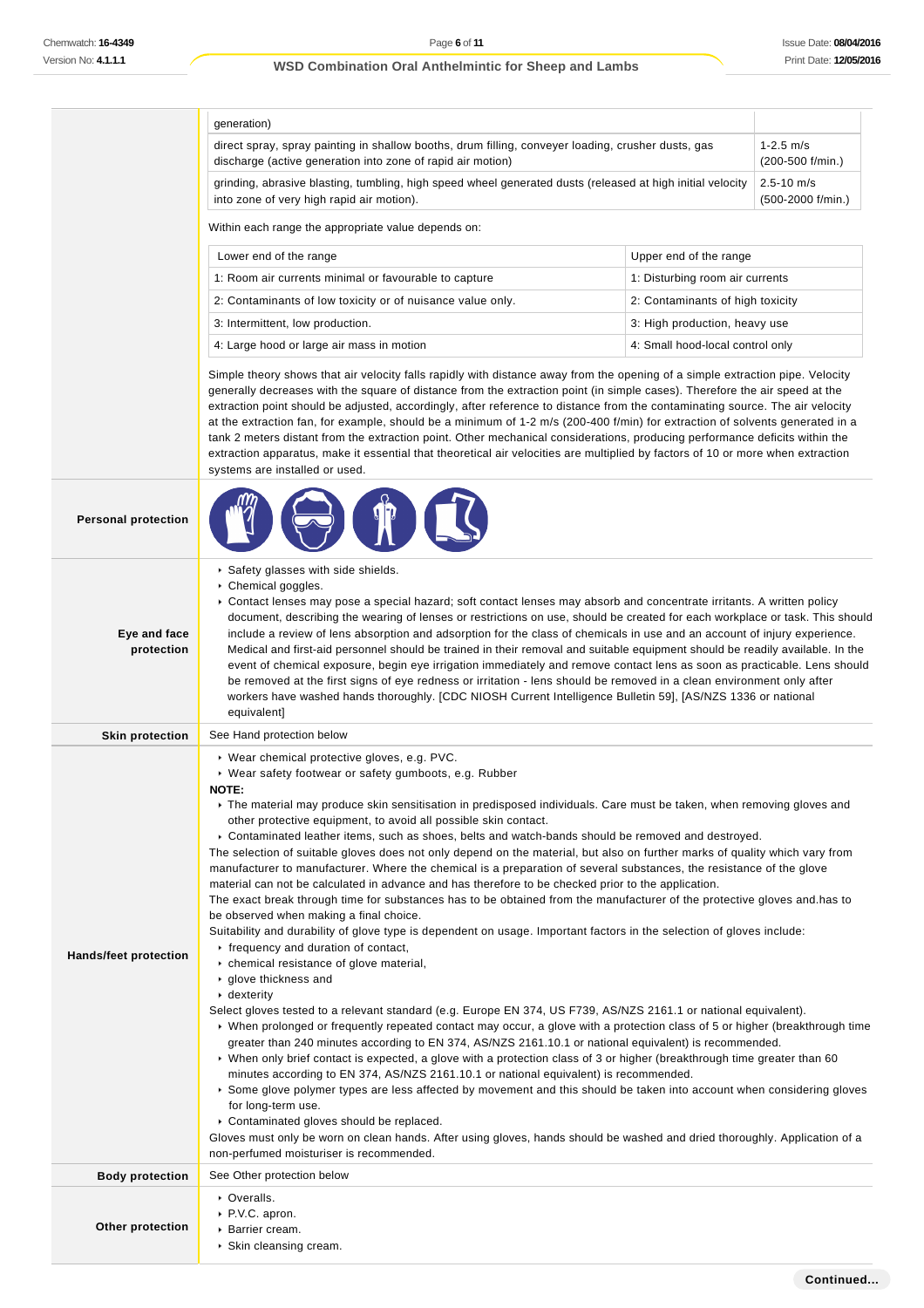| | |
|---|---|
| generation) | |
| direct spray, spray painting in shallow booths, drum filling, conveyer loading, crusher dusts, gas discharge (active generation into zone of rapid air motion) | 1-2.5 m/s (200-500 f/min.) |
| grinding, abrasive blasting, tumbling, high speed wheel generated dusts (released at high initial velocity into zone of very high rapid air motion). | 2.5-10 m/s (500-2000 f/min.) |

Within each range the appropriate value depends on:

| Lower end of the range | Upper end of the range |
|---|---|
| 1: Room air currents minimal or favourable to capture | 1: Disturbing room air currents |
| 2: Contaminants of low toxicity or of nuisance value only. | 2: Contaminants of high toxicity |
| 3: Intermittent, low production. | 3: High production, heavy use |
| 4: Large hood or large air mass in motion | 4: Small hood-local control only |

Simple theory shows that air velocity falls rapidly with distance away from the opening of a simple extraction pipe. Velocity generally decreases with the square of distance from the extraction point (in simple cases). Therefore the air speed at the extraction point should be adjusted, accordingly, after reference to distance from the contaminating source. The air velocity at the extraction fan, for example, should be a minimum of 1-2 m/s (200-400 f/min) for extraction of solvents generated in a tank 2 meters distant from the extraction point. Other mechanical considerations, producing performance deficits within the extraction apparatus, make it essential that theoretical air velocities are multiplied by factors of 10 or more when extraction systems are installed or used.

**Personal protection**

**Eye and face protection**

- Safety glasses with side shields.
- Chemical goggles.
- Contact lenses may pose a special hazard; soft contact lenses may absorb and concentrate irritants. A written policy document, describing the wearing of lenses or restrictions on use, should be created for each workplace or task. This should include a review of lens absorption and adsorption for the class of chemicals in use and an account of injury experience. Medical and first-aid personnel should be trained in their removal and suitable equipment should be readily available. In the event of chemical exposure, begin eye irrigation immediately and remove contact lens as soon as practicable. Lens should be removed at the first signs of eye redness or irritation - lens should be removed in a clean environment only after workers have washed hands thoroughly. [CDC NIOSH Current Intelligence Bulletin 59], [AS/NZS 1336 or national equivalent]

**Skin protection**

See Hand protection below

**Hands/feet protection**

- Wear chemical protective gloves, e.g. PVC.
- Wear safety footwear or safety gumboots, e.g. Rubber

**NOTE:**

- The material may produce skin sensitisation in predisposed individuals. Care must be taken, when removing gloves and other protective equipment, to avoid all possible skin contact.
- Contaminated leather items, such as shoes, belts and watch-bands should be removed and destroyed.

The selection of suitable gloves does not only depend on the material, but also on further marks of quality which vary from manufacturer to manufacturer. Where the chemical is a preparation of several substances, the resistance of the glove material can not be calculated in advance and has therefore to be checked prior to the application.
The exact break through time for substances has to be obtained from the manufacturer of the protective gloves and.has to be observed when making a final choice.
Suitability and durability of glove type is dependent on usage. Important factors in the selection of gloves include:

- frequency and duration of contact,
- chemical resistance of glove material,
- glove thickness and
- dexterity

Select gloves tested to a relevant standard (e.g. Europe EN 374, US F739, AS/NZS 2161.1 or national equivalent).

- When prolonged or frequently repeated contact may occur, a glove with a protection class of 5 or higher (breakthrough time greater than 240 minutes according to EN 374, AS/NZS 2161.10.1 or national equivalent) is recommended.
- When only brief contact is expected, a glove with a protection class of 3 or higher (breakthrough time greater than 60 minutes according to EN 374, AS/NZS 2161.10.1 or national equivalent) is recommended.
- Some glove polymer types are less affected by movement and this should be taken into account when considering gloves for long-term use.
- Contaminated gloves should be replaced.

Gloves must only be worn on clean hands. After using gloves, hands should be washed and dried thoroughly. Application of a non-perfumed moisturiser is recommended.

**Body protection**

See Other protection below

**Other protection**

- Overalls.
- P.V.C. apron.
- Barrier cream.
- Skin cleansing cream.

Continued...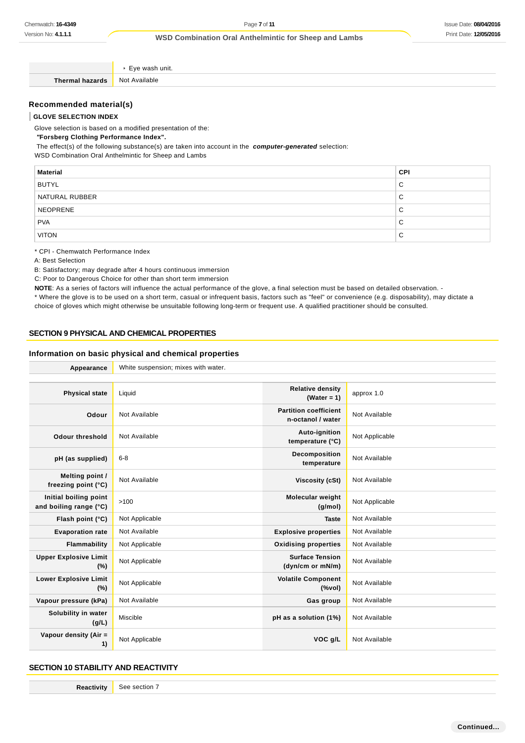| | |
|---|---|
| | ‣ Eye wash unit. |
| **Thermal hazards** | Not Available |

## Recommended material(s)

### GLOVE SELECTION INDEX

Glove selection is based on a modified presentation of the:
***"Forsberg Clothing Performance Index".***
The effect(s) of the following substance(s) are taken into account in the ***computer-generated*** selection:
WSD Combination Oral Anthelmintic for Sheep and Lambs

| Material | CPI |
|---|---|
| BUTYL | C |
| NATURAL RUBBER | C |
| NEOPRENE | C |
| PVA | C |
| VITON | C |

* CPI - Chemwatch Performance Index
A: Best Selection
B: Satisfactory; may degrade after 4 hours continuous immersion
C: Poor to Dangerous Choice for other than short term immersion
**NOTE**: As a series of factors will influence the actual performance of the glove, a final selection must be based on detailed observation. -
* Where the glove is to be used on a short term, casual or infrequent basis, factors such as "feel" or convenience (e.g. disposability), may dictate a choice of gloves which might otherwise be unsuitable following long-term or frequent use. A qualified practitioner should be consulted.

## SECTION 9 PHYSICAL AND CHEMICAL PROPERTIES

### Information on basic physical and chemical properties

| | |
|---|---|
| **Appearance** | White suspension; mixes with water. |

| | | | |
|---|---|---|---|
| **Physical state** | Liquid | **Relative density (Water = 1)** | approx 1.0 |
| **Odour** | Not Available | **Partition coefficient n-octanol / water** | Not Available |
| **Odour threshold** | Not Available | **Auto-ignition temperature (°C)** | Not Applicable |
| **pH (as supplied)** | 6-8 | **Decomposition temperature** | Not Available |
| **Melting point / freezing point (°C)** | Not Available | **Viscosity (cSt)** | Not Available |
| **Initial boiling point and boiling range (°C)** | >100 | **Molecular weight (g/mol)** | Not Applicable |
| **Flash point (°C)** | Not Applicable | **Taste** | Not Available |
| **Evaporation rate** | Not Available | **Explosive properties** | Not Available |
| **Flammability** | Not Applicable | **Oxidising properties** | Not Available |
| **Upper Explosive Limit (%)** | Not Applicable | **Surface Tension (dyn/cm or mN/m)** | Not Available |
| **Lower Explosive Limit (%)** | Not Applicable | **Volatile Component (%vol)** | Not Available |
| **Vapour pressure (kPa)** | Not Available | **Gas group** | Not Available |
| **Solubility in water (g/L)** | Miscible | **pH as a solution (1%)** | Not Available |
| **Vapour density (Air = 1)** | Not Applicable | **VOC g/L** | Not Available |

## SECTION 10 STABILITY AND REACTIVITY

| | |
|---|---|
| **Reactivity** | See section 7 |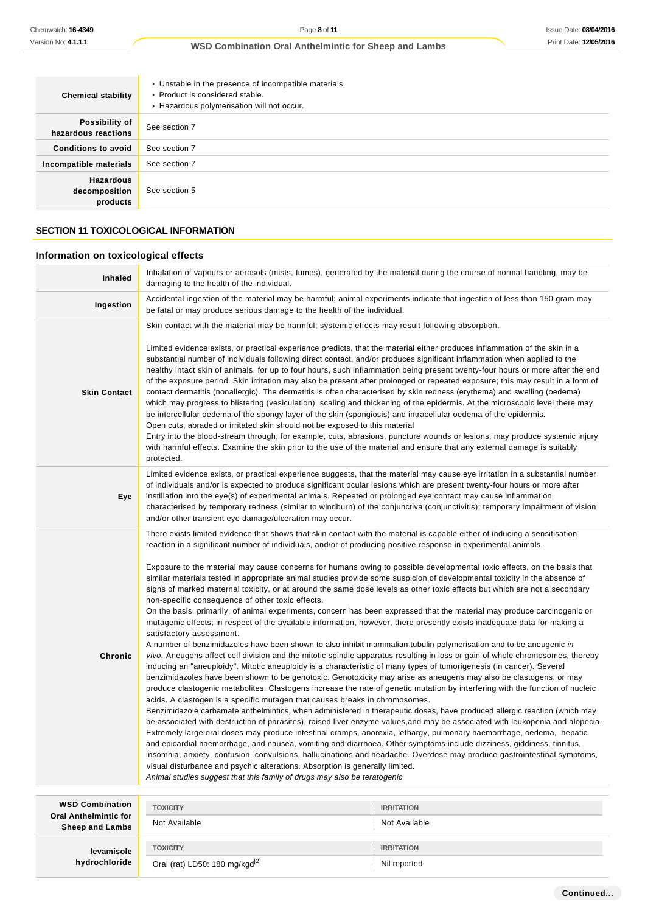| | |
|---|---|
| **Chemical stability** | ▸ Unstable in the presence of incompatible materials.<br>▸ Product is considered stable.<br>▸ Hazardous polymerisation will not occur. |
| **Possibility of hazardous reactions** | See section 7 |
| **Conditions to avoid** | See section 7 |
| **Incompatible materials** | See section 7 |
| **Hazardous decomposition products** | See section 5 |

## SECTION 11 TOXICOLOGICAL INFORMATION

### Information on toxicological effects

| | |
|---|---|
| **Inhaled** | Inhalation of vapours or aerosols (mists, fumes), generated by the material during the course of normal handling, may be damaging to the health of the individual. |
| **Ingestion** | Accidental ingestion of the material may be harmful; animal experiments indicate that ingestion of less than 150 gram may be fatal or may produce serious damage to the health of the individual. |
| **Skin Contact** | Skin contact with the material may be harmful; systemic effects may result following absorption.<br><br>Limited evidence exists, or practical experience predicts, that the material either produces inflammation of the skin in a substantial number of individuals following direct contact, and/or produces significant inflammation when applied to the healthy intact skin of animals, for up to four hours, such inflammation being present twenty-four hours or more after the end of the exposure period. Skin irritation may also be present after prolonged or repeated exposure; this may result in a form of contact dermatitis (nonallergic). The dermatitis is often characterised by skin redness (erythema) and swelling (oedema) which may progress to blistering (vesiculation), scaling and thickening of the epidermis. At the microscopic level there may be intercellular oedema of the spongy layer of the skin (spongiosis) and intracellular oedema of the epidermis.<br>Open cuts, abraded or irritated skin should not be exposed to this material<br>Entry into the blood-stream through, for example, cuts, abrasions, puncture wounds or lesions, may produce systemic injury with harmful effects. Examine the skin prior to the use of the material and ensure that any external damage is suitably protected. |
| **Eye** | Limited evidence exists, or practical experience suggests, that the material may cause eye irritation in a substantial number of individuals and/or is expected to produce significant ocular lesions which are present twenty-four hours or more after instillation into the eye(s) of experimental animals. Repeated or prolonged eye contact may cause inflammation characterised by temporary redness (similar to windburn) of the conjunctiva (conjunctivitis); temporary impairment of vision and/or other transient eye damage/ulceration may occur. |
| **Chronic** | There exists limited evidence that shows that skin contact with the material is capable either of inducing a sensitisation reaction in a significant number of individuals, and/or of producing positive response in experimental animals.<br><br>Exposure to the material may cause concerns for humans owing to possible developmental toxic effects, on the basis that similar materials tested in appropriate animal studies provide some suspicion of developmental toxicity in the absence of signs of marked maternal toxicity, or at around the same dose levels as other toxic effects but which are not a secondary non-specific consequence of other toxic effects.<br>On the basis, primarily, of animal experiments, concern has been expressed that the material may produce carcinogenic or mutagenic effects; in respect of the available information, however, there presently exists inadequate data for making a satisfactory assessment.<br>A number of benzimidazoles have been shown to also inhibit mammalian tubulin polymerisation and to be aneugenic *in vivo*. Aneugens affect cell division and the mitotic spindle apparatus resulting in loss or gain of whole chromosomes, thereby inducing an "aneuploidy". Mitotic aneuploidy is a characteristic of many types of tumorigenesis (in cancer). Several benzimidazoles have been shown to be genotoxic. Genotoxicity may arise as aneugens may also be clastogens, or may produce clastogenic metabolites. Clastogens increase the rate of genetic mutation by interfering with the function of nucleic acids. A clastogen is a specific mutagen that causes breaks in chromosomes.<br>Benzimidazole carbamate anthelmintics, when administered in therapeutic doses, have produced allergic reaction (which may be associated with destruction of parasites), raised liver enzyme values,and may be associated with leukopenia and alopecia. Extremely large oral doses may produce intestinal cramps, anorexia, lethargy, pulmonary haemorrhage, oedema, hepatic and epicardial haemorrhage, and nausea, vomiting and diarrhoea. Other symptoms include dizziness, giddiness, tinnitus, insomnia, anxiety, confusion, convulsions, hallucinations and headache. Overdose may produce gastrointestinal symptoms, visual disturbance and psychic alterations. Absorption is generally limited.<br>*Animal studies suggest that this family of drugs may also be teratogenic* |

| | TOXICITY | IRRITATION |
|---|---|---|
| **WSD Combination Oral Anthelmintic for Sheep and Lambs** | Not Available | Not Available |
| **levamisole hydrochloride** | Oral (rat) LD50: 180 mg/kgd[2] | Nil reported |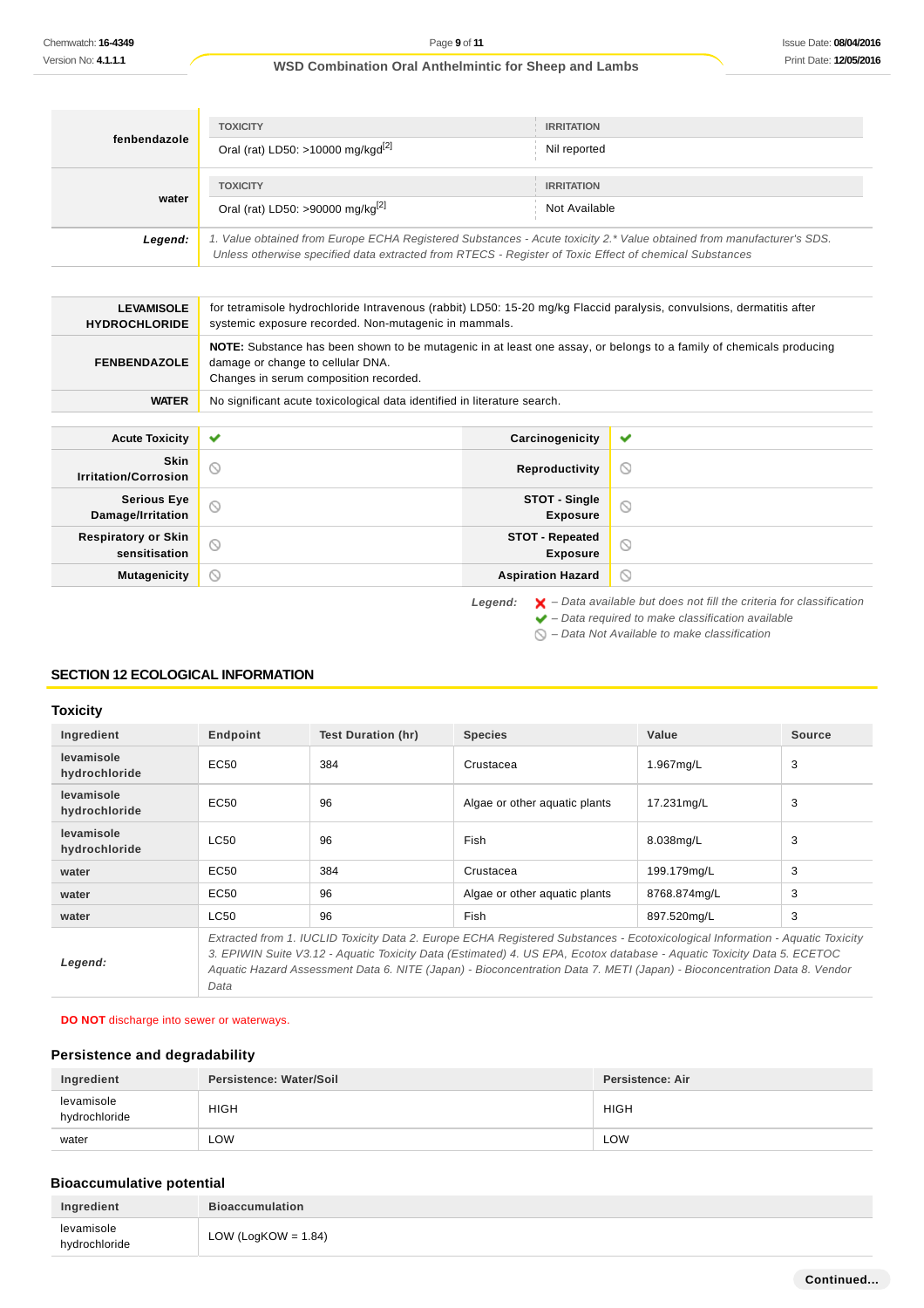| | TOXICITY | IRRITATION |
|---|---|---|
| **fenbendazole** | Oral (rat) LD50: >10000 mg/kgd[2] | Nil reported |
| **water** | TOXICITY | IRRITATION |
| | Oral (rat) LD50: >90000 mg/kg[2] | Not Available |
| ***Legend:*** | *1. Value obtained from Europe ECHA Registered Substances - Acute toxicity 2.\* Value obtained from manufacturer's SDS. Unless otherwise specified data extracted from RTECS - Register of Toxic Effect of chemical Substances* | |

| | |
|---|---|
| **LEVAMISOLE HYDROCHLORIDE** | for tetramisole hydrochloride Intravenous (rabbit) LD50: 15-20 mg/kg Flaccid paralysis, convulsions, dermatitis after systemic exposure recorded. Non-mutagenic in mammals. |
| **FENBENDAZOLE** | **NOTE:** Substance has been shown to be mutagenic in at least one assay, or belongs to a family of chemicals producing damage or change to cellular DNA.<br>Changes in serum composition recorded. |
| **WATER** | No significant acute toxicological data identified in literature search. |

| | | | |
|---|---|---|---|
| **Acute Toxicity** | ✔ | **Carcinogenicity** | ✔ |
| **Skin Irritation/Corrosion** | ⃠ | **Reproductivity** | ⃠ |
| **Serious Eye Damage/Irritation** | ⃠ | **STOT - Single Exposure** | ⃠ |
| **Respiratory or Skin sensitisation** | ⃠ | **STOT - Repeated Exposure** | ⃠ |
| **Mutagenicity** | ⃠ | **Aspiration Hazard** | ⃠ |

***Legend:***
- ✘ *– Data available but does not fill the criteria for classification*
- ✔ *– Data required to make classification available*
- ⃠ *– Data Not Available to make classification*

## SECTION 12 ECOLOGICAL INFORMATION

### Toxicity

| Ingredient | Endpoint | Test Duration (hr) | Species | Value | Source |
|---|---|---|---|---|---|
| **levamisole hydrochloride** | EC50 | 384 | Crustacea | 1.967mg/L | 3 |
| **levamisole hydrochloride** | EC50 | 96 | Algae or other aquatic plants | 17.231mg/L | 3 |
| **levamisole hydrochloride** | LC50 | 96 | Fish | 8.038mg/L | 3 |
| **water** | EC50 | 384 | Crustacea | 199.179mg/L | 3 |
| **water** | EC50 | 96 | Algae or other aquatic plants | 8768.874mg/L | 3 |
| **water** | LC50 | 96 | Fish | 897.520mg/L | 3 |
| ***Legend:*** | *Extracted from 1. IUCLID Toxicity Data 2. Europe ECHA Registered Substances - Ecotoxicological Information - Aquatic Toxicity 3. EPIWIN Suite V3.12 - Aquatic Toxicity Data (Estimated) 4. US EPA, Ecotox database - Aquatic Toxicity Data 5. ECETOC Aquatic Hazard Assessment Data 6. NITE (Japan) - Bioconcentration Data 7. METI (Japan) - Bioconcentration Data 8. Vendor Data* | | | | |

**DO NOT** discharge into sewer or waterways.

### Persistence and degradability

| Ingredient | Persistence: Water/Soil | Persistence: Air |
|---|---|---|
| levamisole hydrochloride | HIGH | HIGH |
| water | LOW | LOW |

### Bioaccumulative potential

| Ingredient | Bioaccumulation |
|---|---|
| levamisole hydrochloride | LOW (LogKOW = 1.84) |

**Continued...**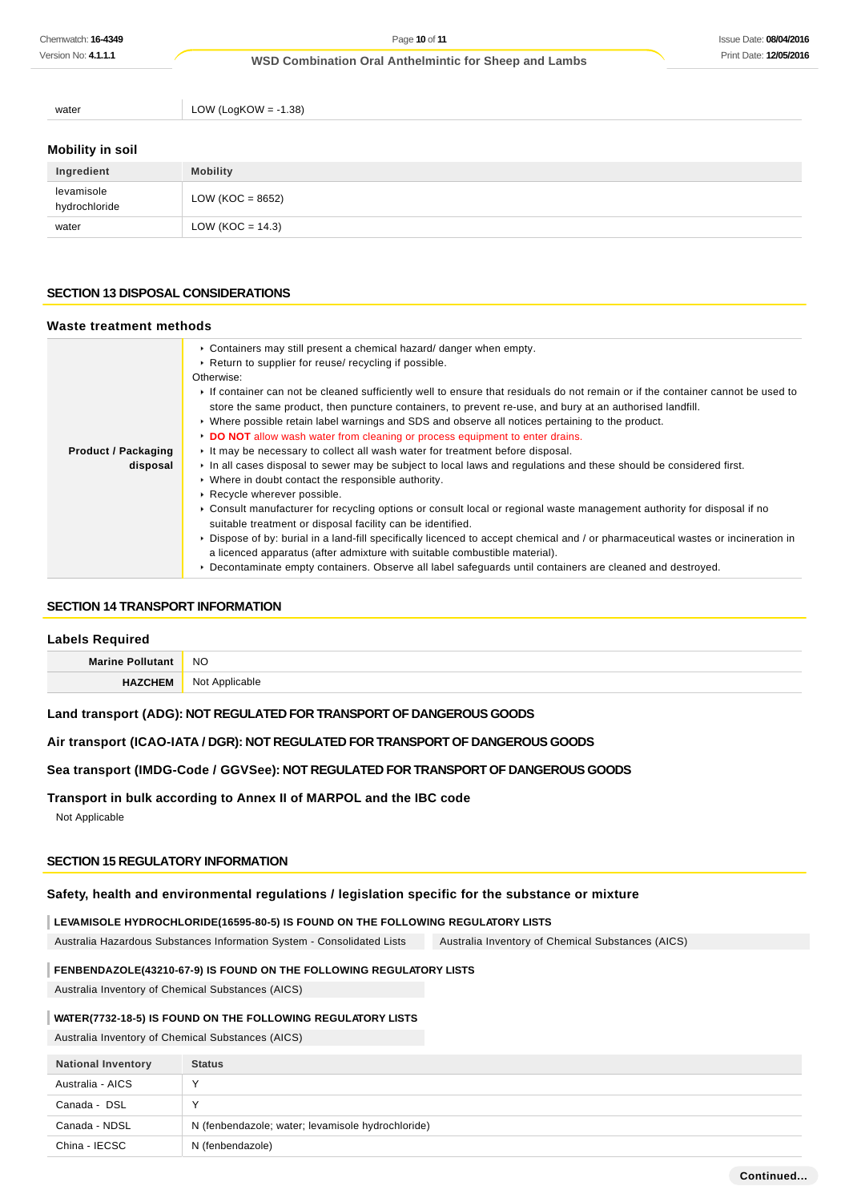| | |
|---|---|
| water | LOW (LogKOW = -1.38) |

### Mobility in soil

| Ingredient | Mobility |
|---|---|
| levamisole hydrochloride | LOW (KOC = 8652) |
| water | LOW (KOC = 14.3) |

## SECTION 13 DISPOSAL CONSIDERATIONS

### Waste treatment methods

| | |
|---|---|
| **Product / Packaging disposal** | ▸ Containers may still present a chemical hazard/ danger when empty.<br>▸ Return to supplier for reuse/ recycling if possible.<br>Otherwise:<br>▸ If container can not be cleaned sufficiently well to ensure that residuals do not remain or if the container cannot be used to store the same product, then puncture containers, to prevent re-use, and bury at an authorised landfill.<br>▸ Where possible retain label warnings and SDS and observe all notices pertaining to the product.<br>▸ **DO NOT** allow wash water from cleaning or process equipment to enter drains.<br>▸ It may be necessary to collect all wash water for treatment before disposal.<br>▸ In all cases disposal to sewer may be subject to local laws and regulations and these should be considered first.<br>▸ Where in doubt contact the responsible authority.<br>▸ Recycle wherever possible.<br>▸ Consult manufacturer for recycling options or consult local or regional waste management authority for disposal if no suitable treatment or disposal facility can be identified.<br>▸ Dispose of by: burial in a land-fill specifically licenced to accept chemical and / or pharmaceutical wastes or incineration in a licenced apparatus (after admixture with suitable combustible material).<br>▸ Decontaminate empty containers. Observe all label safeguards until containers are cleaned and destroyed. |

## SECTION 14 TRANSPORT INFORMATION

### Labels Required

| | |
|---|---|
| **Marine Pollutant** | NO |
| **HAZCHEM** | Not Applicable |

### Land transport (ADG): NOT REGULATED FOR TRANSPORT OF DANGEROUS GOODS

### Air transport (ICAO-IATA / DGR): NOT REGULATED FOR TRANSPORT OF DANGEROUS GOODS

### Sea transport (IMDG-Code / GGVSee): NOT REGULATED FOR TRANSPORT OF DANGEROUS GOODS

### Transport in bulk according to Annex II of MARPOL and the IBC code

Not Applicable

## SECTION 15 REGULATORY INFORMATION

### Safety, health and environmental regulations / legislation specific for the substance or mixture

**LEVAMISOLE HYDROCHLORIDE(16595-80-5) IS FOUND ON THE FOLLOWING REGULATORY LISTS**

| | |
|---|---|
| Australia Hazardous Substances Information System - Consolidated Lists | Australia Inventory of Chemical Substances (AICS) |

**FENBENDAZOLE(43210-67-9) IS FOUND ON THE FOLLOWING REGULATORY LISTS**

Australia Inventory of Chemical Substances (AICS)

**WATER(7732-18-5) IS FOUND ON THE FOLLOWING REGULATORY LISTS**

Australia Inventory of Chemical Substances (AICS)

| National Inventory | Status |
|---|---|
| Australia - AICS | Y |
| Canada - DSL | Y |
| Canada - NDSL | N (fenbendazole; water; levamisole hydrochloride) |
| China - IECSC | N (fenbendazole) |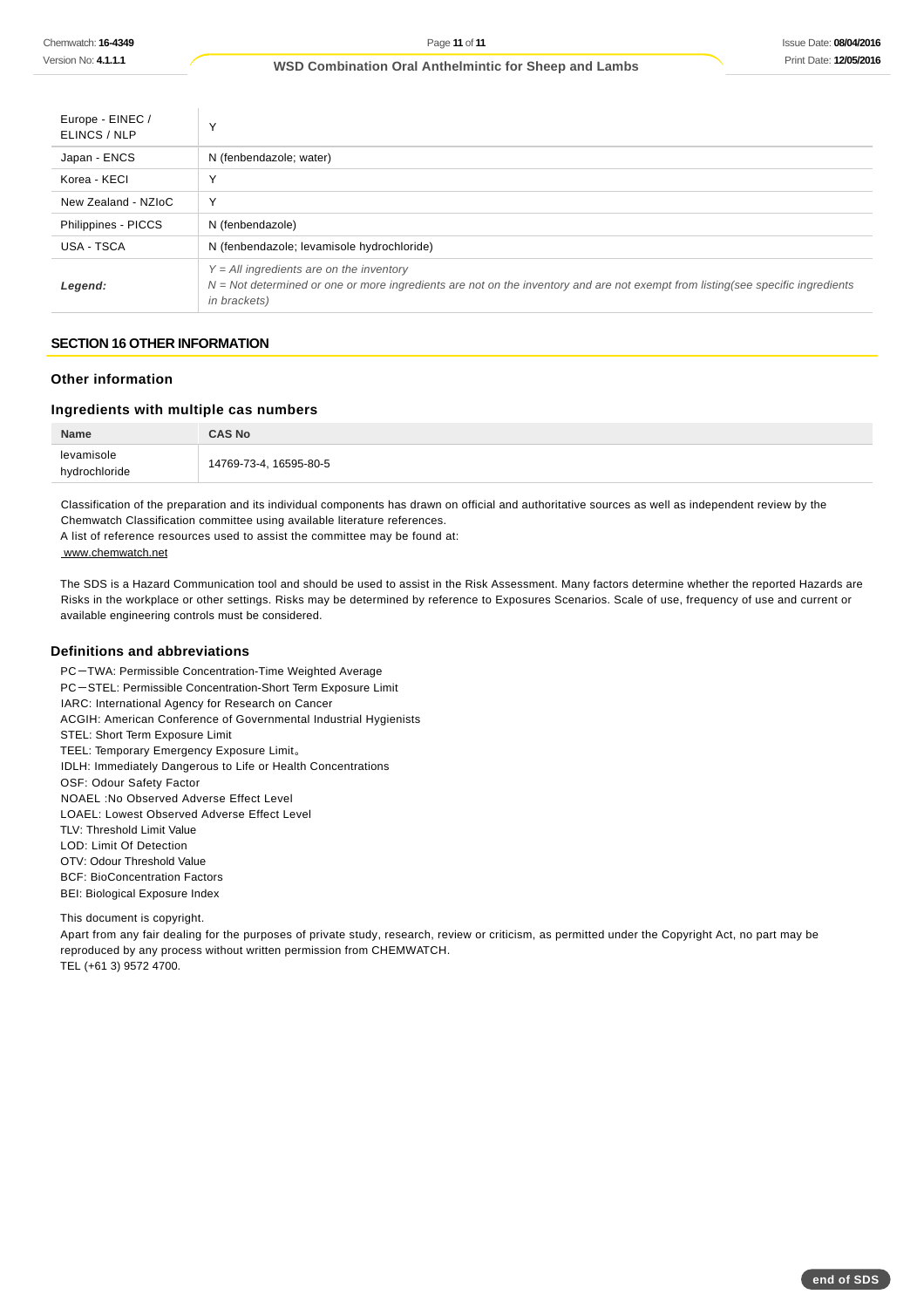| | |
|---|---|
| Europe - EINEC / ELINCS / NLP | Y |
| Japan - ENCS | N (fenbendazole; water) |
| Korea - KECI | Y |
| New Zealand - NZIoC | Y |
| Philippines - PICCS | N (fenbendazole) |
| USA - TSCA | N (fenbendazole; levamisole hydrochloride) |
| ***Legend:*** | *Y = All ingredients are on the inventory*<br>*N = Not determined or one or more ingredients are not on the inventory and are not exempt from listing(see specific ingredients in brackets)* |

## SECTION 16 OTHER INFORMATION

### Other information

### Ingredients with multiple cas numbers

| Name | CAS No |
|---|---|
| levamisole hydrochloride | 14769-73-4, 16595-80-5 |

Classification of the preparation and its individual components has drawn on official and authoritative sources as well as independent review by the Chemwatch Classification committee using available literature references.
A list of reference resources used to assist the committee may be found at:
www.chemwatch.net

The SDS is a Hazard Communication tool and should be used to assist in the Risk Assessment. Many factors determine whether the reported Hazards are Risks in the workplace or other settings. Risks may be determined by reference to Exposures Scenarios. Scale of use, frequency of use and current or available engineering controls must be considered.

### Definitions and abbreviations

PC－TWA: Permissible Concentration-Time Weighted Average
PC－STEL: Permissible Concentration-Short Term Exposure Limit
IARC: International Agency for Research on Cancer
ACGIH: American Conference of Governmental Industrial Hygienists
STEL: Short Term Exposure Limit
TEEL: Temporary Emergency Exposure Limit。
IDLH: Immediately Dangerous to Life or Health Concentrations
OSF: Odour Safety Factor
NOAEL :No Observed Adverse Effect Level
LOAEL: Lowest Observed Adverse Effect Level
TLV: Threshold Limit Value
LOD: Limit Of Detection
OTV: Odour Threshold Value
BCF: BioConcentration Factors
BEI: Biological Exposure Index

This document is copyright.
Apart from any fair dealing for the purposes of private study, research, review or criticism, as permitted under the Copyright Act, no part may be reproduced by any process without written permission from CHEMWATCH.
TEL (+61 3) 9572 4700.

end of SDS